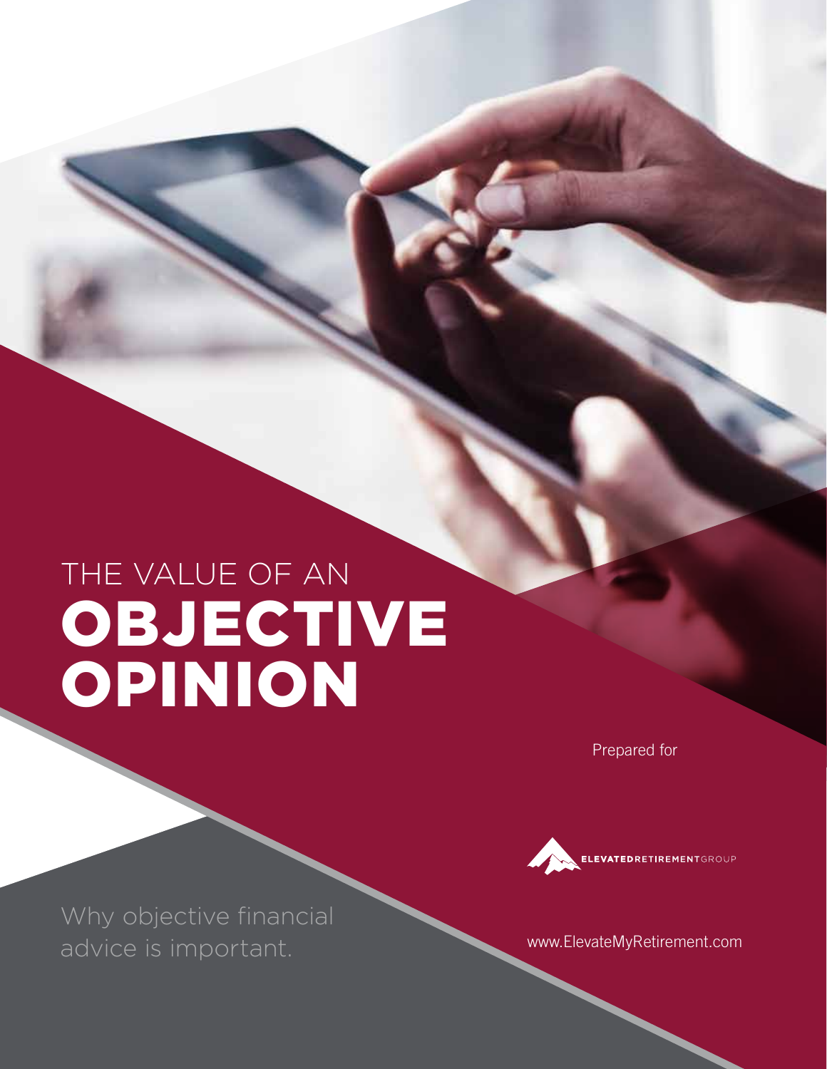# THE VALUE OF AN OBJECTIVE OPINION

Prepared for

ELEVATEDRETIREMENTGROUP

Why objective financial advice is important.

www.ElevateMyRetirement.com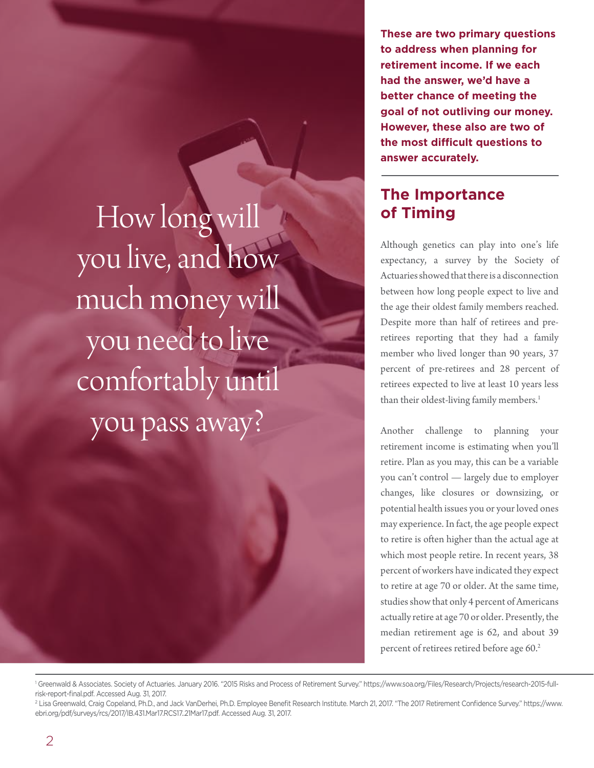How long will you live, and how much money will you need to live comfortably until you pass away?

**These are two primary questions to address when planning for retirement income. If we each had the answer, we'd have a better chance of meeting the goal of not outliving our money. However, these also are two of the most difficult questions to answer accurately.**

## The Importance of Timing

Although genetics can play into one's life expectancy, a survey by the Society of Actuaries showed that there is a disconnection between how long people expect to live and the age their oldest family members reached. Despite more than half of retirees and pre-retirees reporting that they had a family member who lived longer than 90 years, 37 percent of pre-retirees and 28 percent of retirees expected to live at least 10 years less than their oldest-living family members.[1]

Another challenge to planning your retirement income is estimating when you'll retire. Plan as you may, this can be a variable you can't control — largely due to employer changes, like closures or downsizing, or potential health issues you or your loved ones may experience. In fact, the age people expect to retire is often higher than the actual age at which most people retire. In recent years, 38 percent of workers have indicated they expect to retire at age 70 or older. At the same time, studies show that only 4 percent of Americans actually retire at age 70 or older. Presently, the median retirement age is 62, and about 39 percent of retirees retired before age 60.[2]

---

[1] Greenwald & Associates. Society of Actuaries. January 2016. "2015 Risks and Process of Retirement Survey." https://www.soa.org/Files/Research/Projects/research-2015-full-risk-report-final.pdf. Accessed Aug. 31, 2017.

[2] Lisa Greenwald, Craig Copeland, Ph.D., and Jack VanDerhei, Ph.D. Employee Benefit Research Institute. March 21, 2017. "The 2017 Retirement Confidence Survey." https://www.ebri.org/pdf/surveys/rcs/2017/IB.431.Mar17.RCS17..21Mar17.pdf. Accessed Aug. 31, 2017.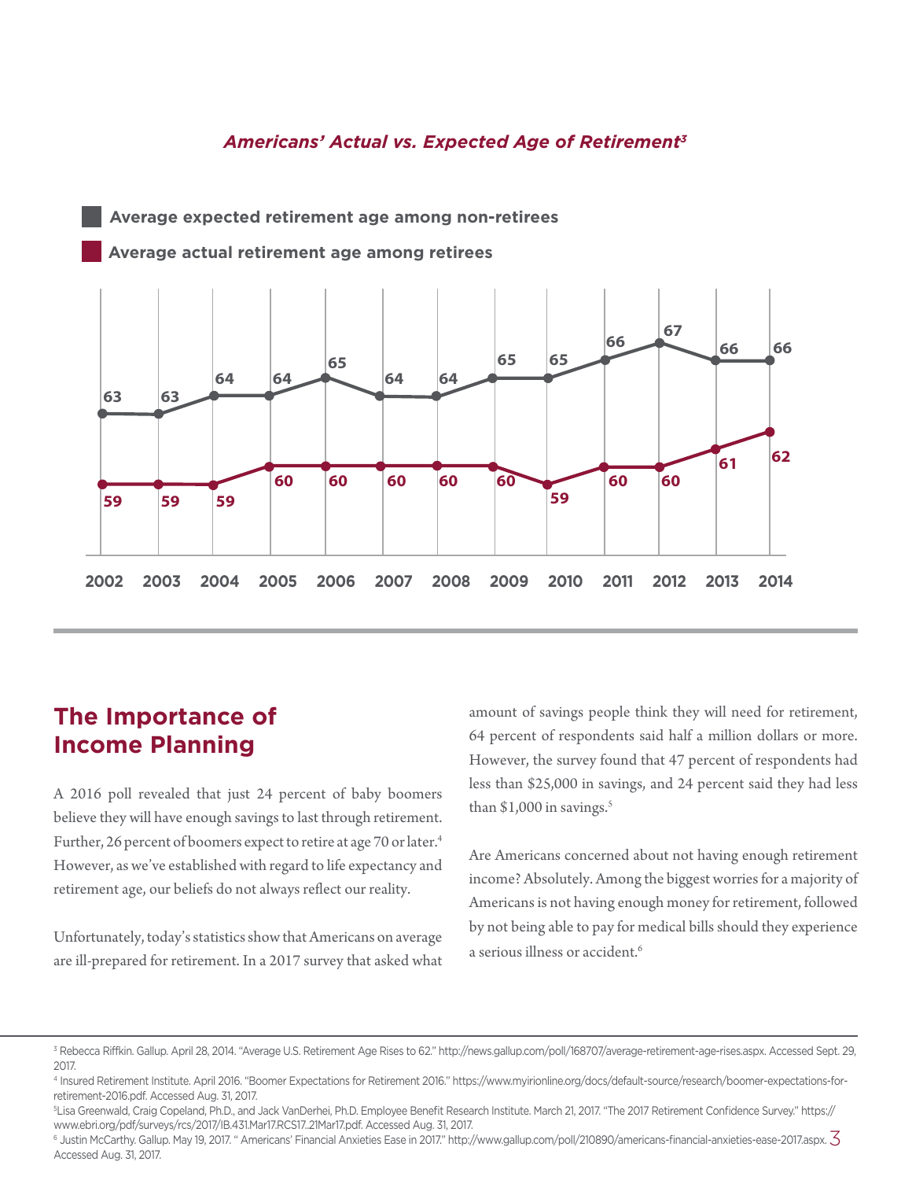*Americans' Actual vs. Expected Age of Retirement*[3]

| Year | Average expected retirement age among non-retirees | Average actual retirement age among retirees |
|---|---|---|
| 2002 | 63 | 59 |
| 2003 | 63 | 59 |
| 2004 | 64 | 59 |
| 2005 | 64 | 60 |
| 2006 | 65 | 60 |
| 2007 | 64 | 60 |
| 2008 | 64 | 60 |
| 2009 | 65 | 60 |
| 2010 | 65 | 59 |
| 2011 | 66 | 60 |
| 2012 | 67 | 60 |
| 2013 | 66 | 61 |
| 2014 | 66 | 62 |

## The Importance of Income Planning

A 2016 poll revealed that just 24 percent of baby boomers believe they will have enough savings to last through retirement. Further, 26 percent of boomers expect to retire at age 70 or later.[4] However, as we've established with regard to life expectancy and retirement age, our beliefs do not always reflect our reality.

Unfortunately, today's statistics show that Americans on average are ill-prepared for retirement. In a 2017 survey that asked what amount of savings people think they will need for retirement, 64 percent of respondents said half a million dollars or more. However, the survey found that 47 percent of respondents had less than $25,000 in savings, and 24 percent said they had less than $1,000 in savings.[5]

Are Americans concerned about not having enough retirement income? Absolutely. Among the biggest worries for a majority of Americans is not having enough money for retirement, followed by not being able to pay for medical bills should they experience a serious illness or accident.[6]

---

[3] Rebecca Riffkin. Gallup. April 28, 2014. "Average U.S. Retirement Age Rises to 62." http://news.gallup.com/poll/168707/average-retirement-age-rises.aspx. Accessed Sept. 29, 2017.

[4] Insured Retirement Institute. April 2016. "Boomer Expectations for Retirement 2016." https://www.myirionline.org/docs/default-source/research/boomer-expectations-for-retirement-2016.pdf. Accessed Aug. 31, 2017.

[5] Lisa Greenwald, Craig Copeland, Ph.D., and Jack VanDerhei, Ph.D. Employee Benefit Research Institute. March 21, 2017. "The 2017 Retirement Confidence Survey." https://www.ebri.org/pdf/surveys/rcs/2017/IB.431.Mar17.RCS17..21Mar17.pdf. Accessed Aug. 31, 2017.

[6] Justin McCarthy. Gallup. May 19, 2017. " Americans' Financial Anxieties Ease in 2017." http://www.gallup.com/poll/210890/americans-financial-anxieties-ease-2017.aspx. Accessed Aug. 31, 2017.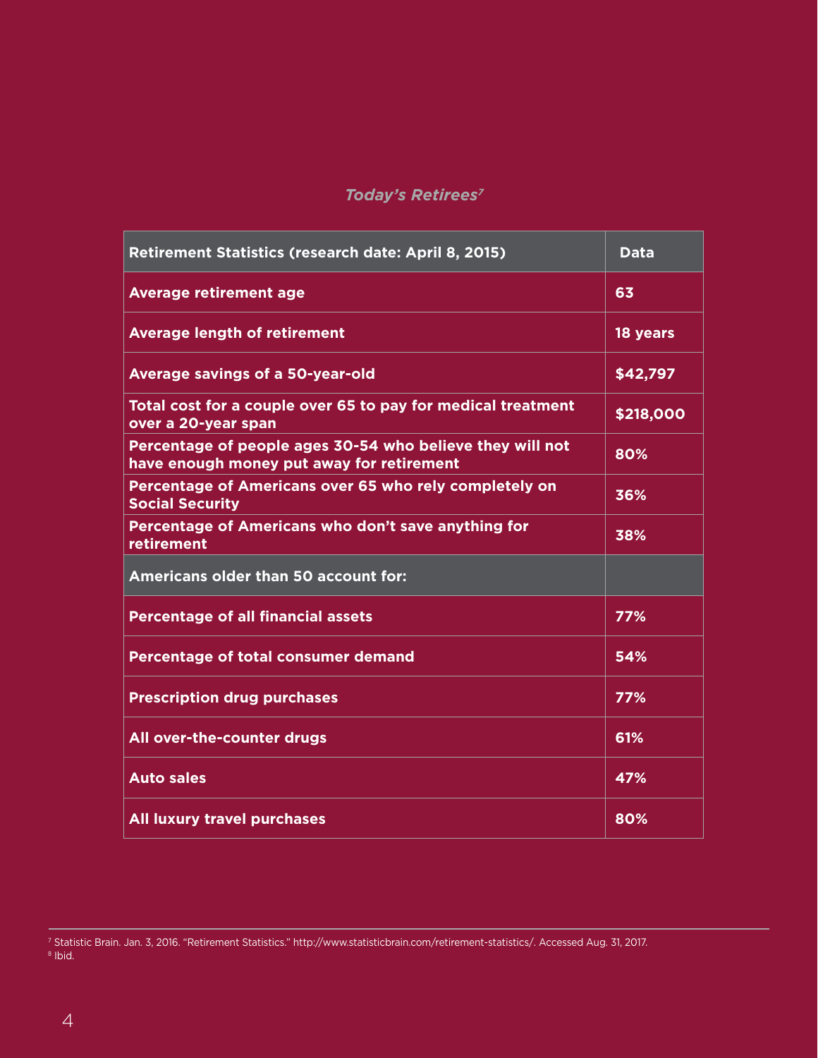*Today's Retirees*[7]

| Retirement Statistics (research date: April 8, 2015) | Data |
|---|---|
| Average retirement age | 63 |
| Average length of retirement | 18 years |
| Average savings of a 50-year-old | $42,797 |
| Total cost for a couple over 65 to pay for medical treatment over a 20-year span | $218,000 |
| Percentage of people ages 30-54 who believe they will not have enough money put away for retirement | 80% |
| Percentage of Americans over 65 who rely completely on Social Security | 36% |
| Percentage of Americans who don't save anything for retirement | 38% |
| **Americans older than 50 account for:** | |
| Percentage of all financial assets | 77% |
| Percentage of total consumer demand | 54% |
| Prescription drug purchases | 77% |
| All over-the-counter drugs | 61% |
| Auto sales | 47% |
| All luxury travel purchases | 80% |

[7] Statistic Brain. Jan. 3, 2016. "Retirement Statistics." http://www.statisticbrain.com/retirement-statistics/. Accessed Aug. 31, 2017.
[8] Ibid.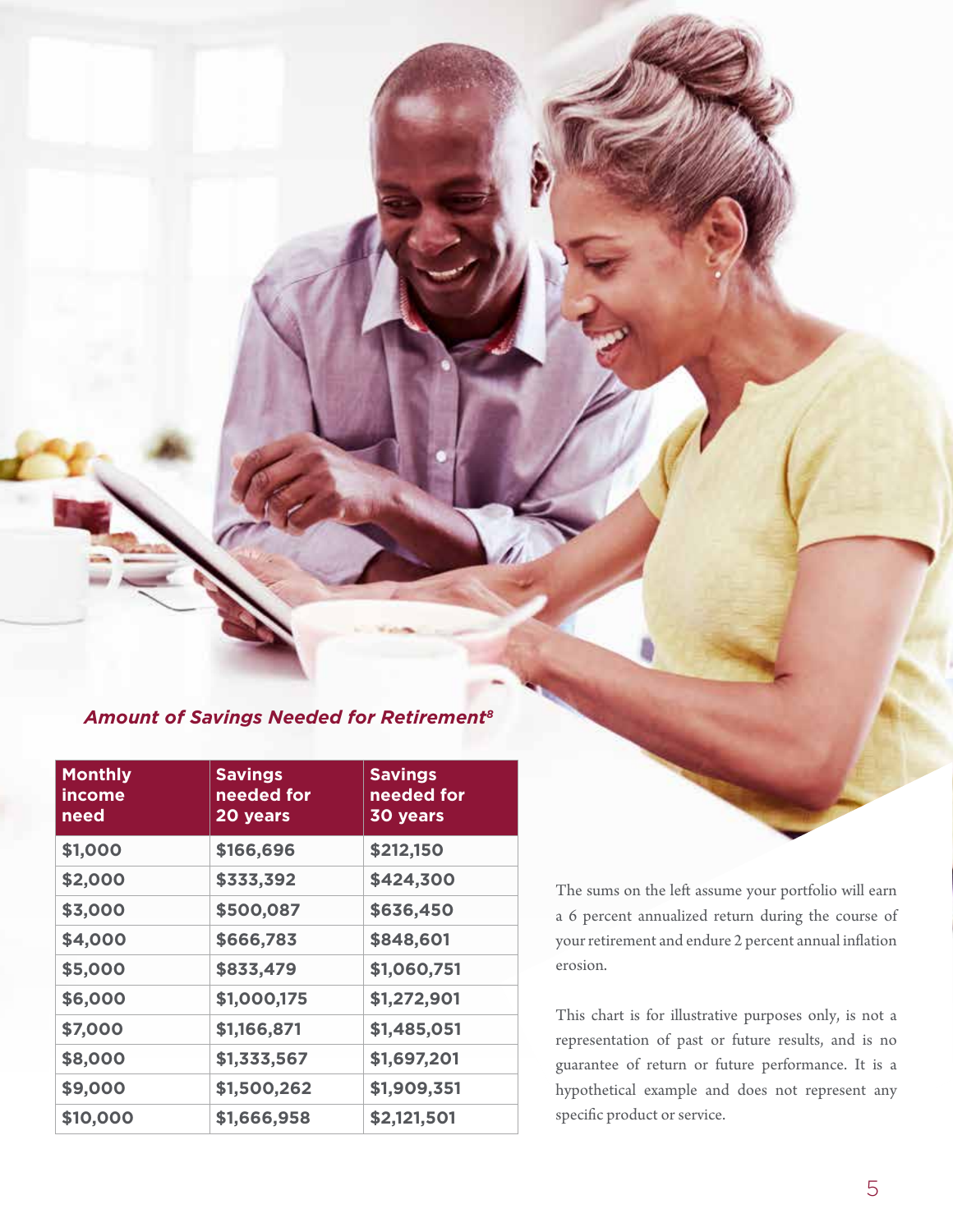***Amount of Savings Needed for Retirement[8]***

| Monthly income need | Savings needed for 20 years | Savings needed for 30 years |
|---|---|---|
| $1,000 | $166,696 | $212,150 |
| $2,000 | $333,392 | $424,300 |
| $3,000 | $500,087 | $636,450 |
| $4,000 | $666,783 | $848,601 |
| $5,000 | $833,479 | $1,060,751 |
| $6,000 | $1,000,175 | $1,272,901 |
| $7,000 | $1,166,871 | $1,485,051 |
| $8,000 | $1,333,567 | $1,697,201 |
| $9,000 | $1,500,262 | $1,909,351 |
| $10,000 | $1,666,958 | $2,121,501 |

The sums on the left assume your portfolio will earn a 6 percent annualized return during the course of your retirement and endure 2 percent annual inflation erosion.

This chart is for illustrative purposes only, is not a representation of past or future results, and is no guarantee of return or future performance. It is a hypothetical example and does not represent any specific product or service.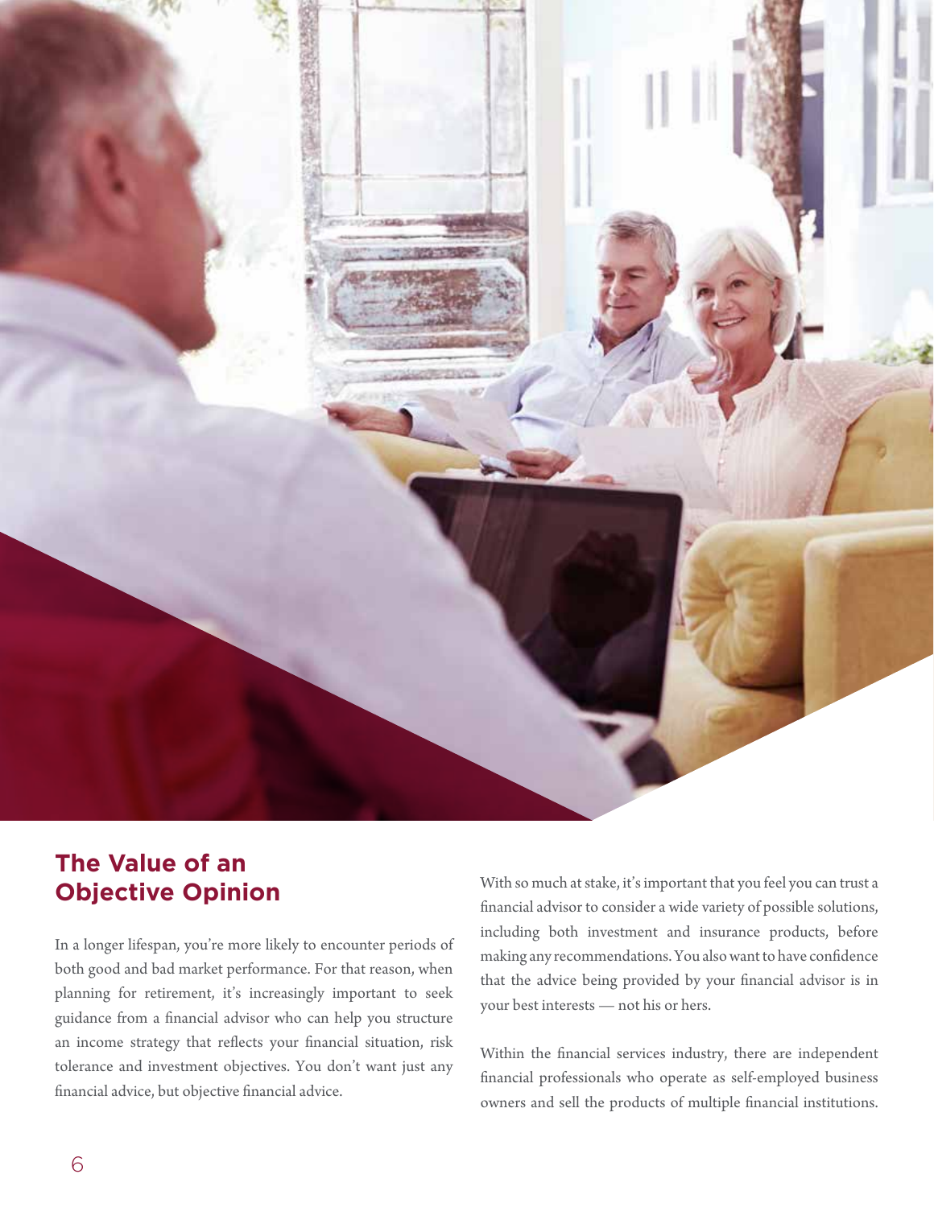## The Value of an Objective Opinion

In a longer lifespan, you're more likely to encounter periods of both good and bad market performance. For that reason, when planning for retirement, it's increasingly important to seek guidance from a financial advisor who can help you structure an income strategy that reflects your financial situation, risk tolerance and investment objectives. You don't want just any financial advice, but objective financial advice.

With so much at stake, it's important that you feel you can trust a financial advisor to consider a wide variety of possible solutions, including both investment and insurance products, before making any recommendations. You also want to have confidence that the advice being provided by your financial advisor is in your best interests — not his or hers.

Within the financial services industry, there are independent financial professionals who operate as self-employed business owners and sell the products of multiple financial institutions.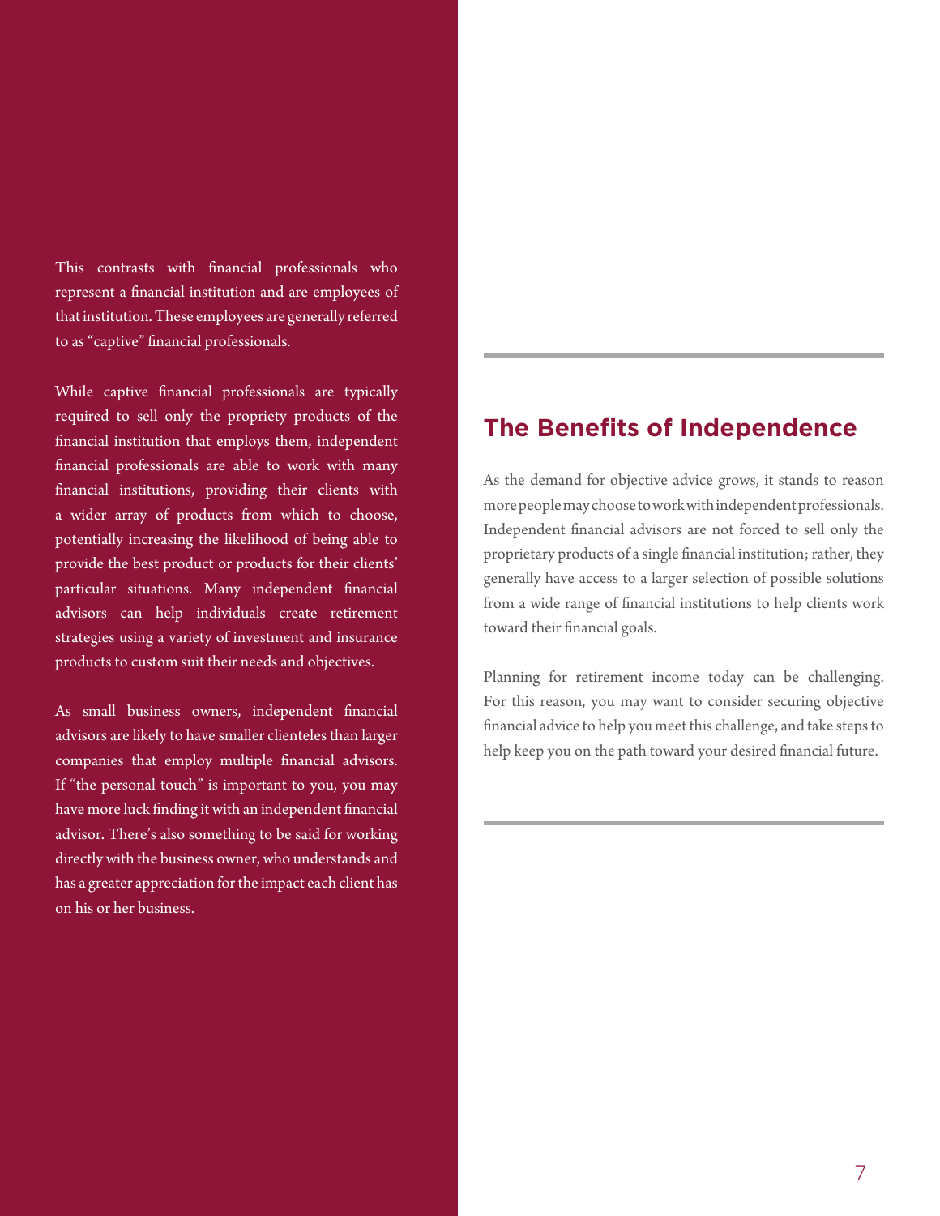This contrasts with financial professionals who represent a financial institution and are employees of that institution. These employees are generally referred to as "captive" financial professionals.

While captive financial professionals are typically required to sell only the propriety products of the financial institution that employs them, independent financial professionals are able to work with many financial institutions, providing their clients with a wider array of products from which to choose, potentially increasing the likelihood of being able to provide the best product or products for their clients' particular situations. Many independent financial advisors can help individuals create retirement strategies using a variety of investment and insurance products to custom suit their needs and objectives.

As small business owners, independent financial advisors are likely to have smaller clienteles than larger companies that employ multiple financial advisors. If "the personal touch" is important to you, you may have more luck finding it with an independent financial advisor. There's also something to be said for working directly with the business owner, who understands and has a greater appreciation for the impact each client has on his or her business.

## The Benefits of Independence

As the demand for objective advice grows, it stands to reason more people may choose to work with independent professionals. Independent financial advisors are not forced to sell only the proprietary products of a single financial institution; rather, they generally have access to a larger selection of possible solutions from a wide range of financial institutions to help clients work toward their financial goals.

Planning for retirement income today can be challenging. For this reason, you may want to consider securing objective financial advice to help you meet this challenge, and take steps to help keep you on the path toward your desired financial future.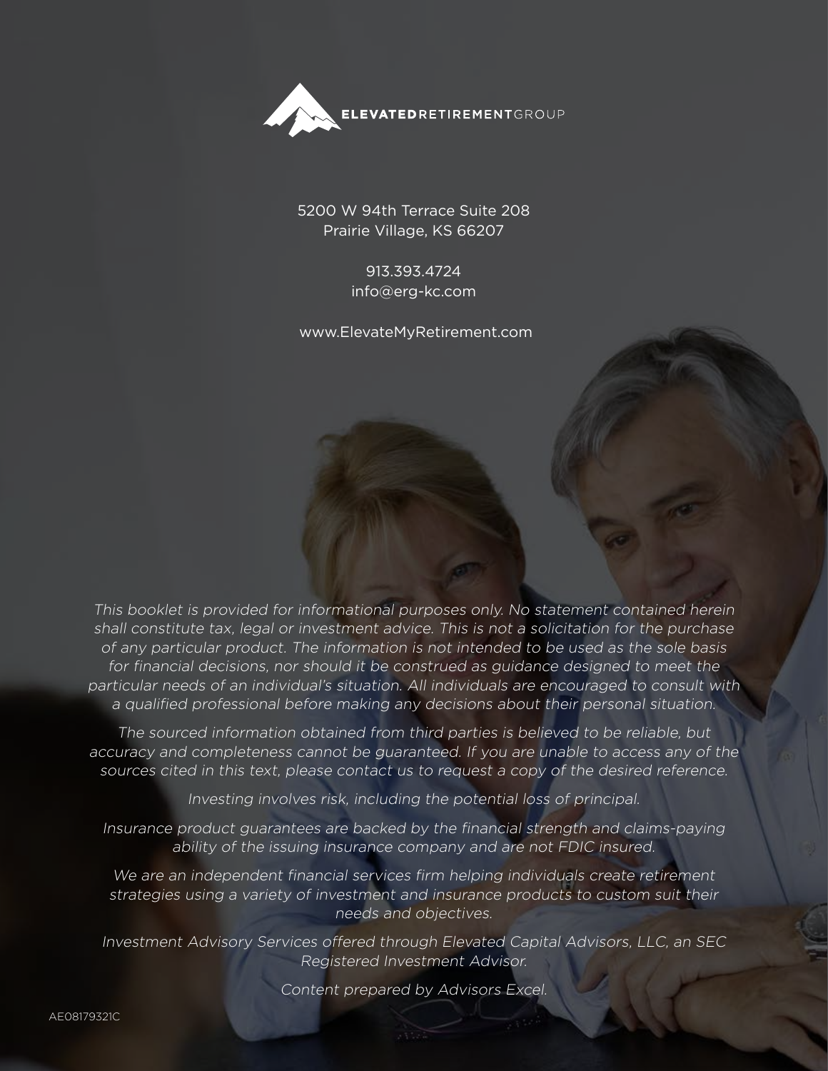ELEVATEDRETIREMENTGROUP

5200 W 94th Terrace Suite 208
Prairie Village, KS 66207

913.393.4724
info@erg-kc.com

www.ElevateMyRetirement.com

*This booklet is provided for informational purposes only. No statement contained herein shall constitute tax, legal or investment advice. This is not a solicitation for the purchase of any particular product. The information is not intended to be used as the sole basis for financial decisions, nor should it be construed as guidance designed to meet the particular needs of an individual's situation. All individuals are encouraged to consult with a qualified professional before making any decisions about their personal situation.*

*The sourced information obtained from third parties is believed to be reliable, but accuracy and completeness cannot be guaranteed. If you are unable to access any of the sources cited in this text, please contact us to request a copy of the desired reference.*

*Investing involves risk, including the potential loss of principal.*

*Insurance product guarantees are backed by the financial strength and claims-paying ability of the issuing insurance company and are not FDIC insured.*

*We are an independent financial services firm helping individuals create retirement strategies using a variety of investment and insurance products to custom suit their needs and objectives.*

*Investment Advisory Services offered through Elevated Capital Advisors, LLC, an SEC Registered Investment Advisor.*

*Content prepared by Advisors Excel.*

AE08179321C